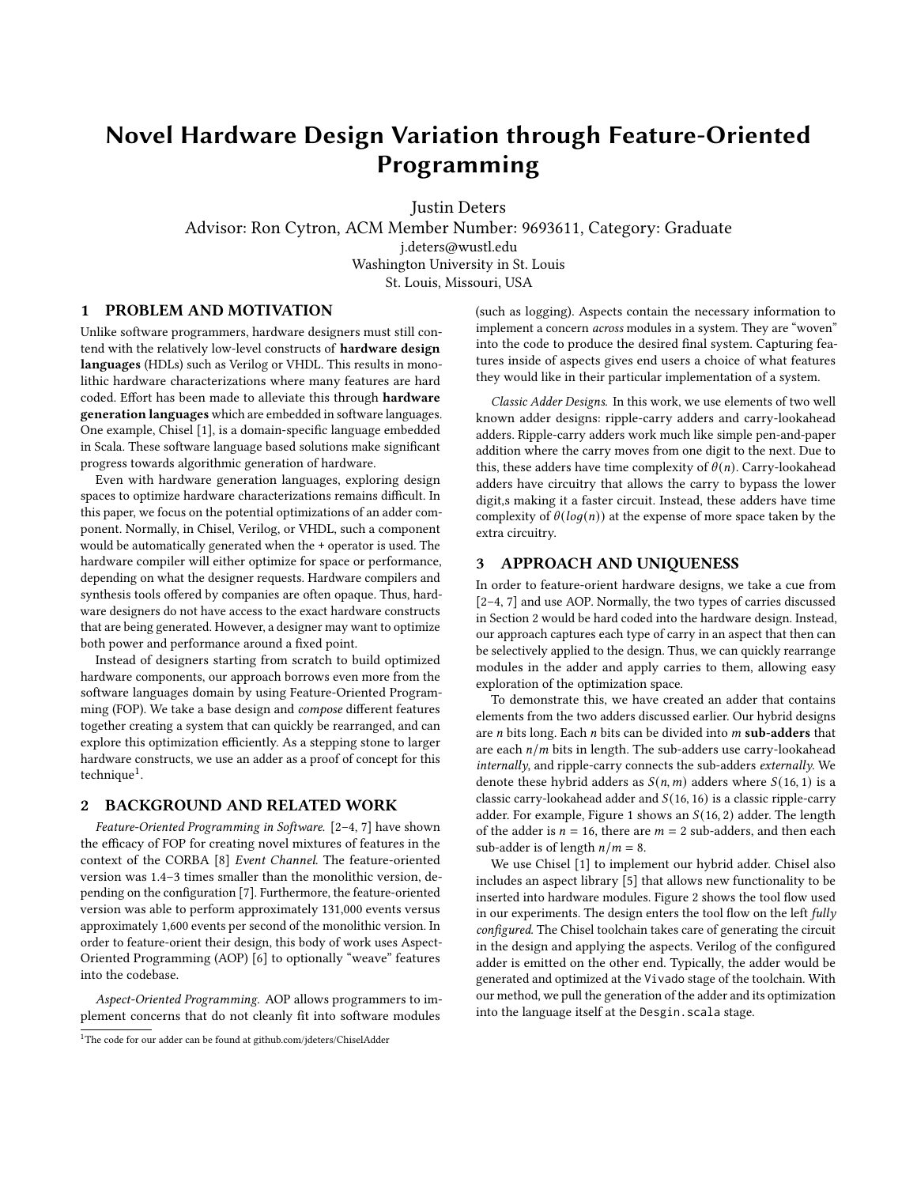# Novel Hardware Design Variation through Feature-Oriented Programming

Justin Deters

Advisor: Ron Cytron, ACM Member Number: 9693611, Category: Graduate

j.deters@wustl.edu

Washington University in St. Louis

St. Louis, Missouri, USA

## 1 PROBLEM AND MOTIVATION

Unlike software programmers, hardware designers must still contend with the relatively low-level constructs of **hardware design languages** (HDLs) such as Verilog or VHDL. This results in monolithic hardware characterizations where many features are hard coded. Effort has been made to alleviate this through **hardware generation languages** which are embedded in software languages. One example, Chisel [1], is a domain-specific language embedded in Scala. These software language based solutions make significant progress towards algorithmic generation of hardware.

Even with hardware generation languages, exploring design spaces to optimize hardware characterizations remains difficult. In this paper, we focus on the potential optimizations of an adder component. Normally, in Chisel, Verilog, or VHDL, such a component would be automatically generated when the + operator is used. The hardware compiler will either optimize for space or performance, depending on what the designer requests. Hardware compilers and synthesis tools offered by companies are often opaque. Thus, hardware designers do not have access to the exact hardware constructs that are being generated. However, a designer may want to optimize both power and performance around a fixed point.

Instead of designers starting from scratch to build optimized hardware components, our approach borrows even more from the software languages domain by using Feature-Oriented Programming (FOP). We take a base design and *compose* different features together creating a system that can quickly be rearranged, and can explore this optimization efficiently. As a stepping stone to larger hardware constructs, we use an adder as a proof of concept for this technique[1].

## 2 BACKGROUND AND RELATED WORK

*Feature-Oriented Programming in Software.* [2–4, 7] have shown the efficacy of FOP for creating novel mixtures of features in the context of the CORBA [8] *Event Channel*. The feature-oriented version was 1.4–3 times smaller than the monolithic version, depending on the configuration [7]. Furthermore, the feature-oriented version was able to perform approximately 131,000 events versus approximately 1,600 events per second of the monolithic version. In order to feature-orient their design, this body of work uses Aspect-Oriented Programming (AOP) [6] to optionally "weave" features into the codebase.

*Aspect-Oriented Programming.* AOP allows programmers to implement concerns that do not cleanly fit into software modules (such as logging). Aspects contain the necessary information to implement a concern *across* modules in a system. They are "woven" into the code to produce the desired final system. Capturing features inside of aspects gives end users a choice of what features they would like in their particular implementation of a system.

*Classic Adder Designs.* In this work, we use elements of two well known adder designs: ripple-carry adders and carry-lookahead adders. Ripple-carry adders work much like simple pen-and-paper addition where the carry moves from one digit to the next. Due to this, these adders have time complexity of $\theta(n)$. Carry-lookahead adders have circuitry that allows the carry to bypass the lower digit,s making it a faster circuit. Instead, these adders have time complexity of $\theta(log(n))$ at the expense of more space taken by the extra circuitry.

## 3 APPROACH AND UNIQUENESS

In order to feature-orient hardware designs, we take a cue from [2–4, 7] and use AOP. Normally, the two types of carries discussed in Section 2 would be hard coded into the hardware design. Instead, our approach captures each type of carry in an aspect that then can be selectively applied to the design. Thus, we can quickly rearrange modules in the adder and apply carries to them, allowing easy exploration of the optimization space.

To demonstrate this, we have created an adder that contains elements from the two adders discussed earlier. Our hybrid designs are $n$ bits long. Each $n$ bits can be divided into $m$ **sub-adders** that are each $n/m$ bits in length. The sub-adders use carry-lookahead *internally*, and ripple-carry connects the sub-adders *externally*. We denote these hybrid adders as $S(n, m)$ adders where $S(16, 1)$ is a classic carry-lookahead adder and $S(16, 16)$ is a classic ripple-carry adder. For example, Figure 1 shows an $S(16, 2)$ adder. The length of the adder is $n = 16$, there are $m = 2$ sub-adders, and then each sub-adder is of length $n/m = 8$.

We use Chisel [1] to implement our hybrid adder. Chisel also includes an aspect library [5] that allows new functionality to be inserted into hardware modules. Figure 2 shows the tool flow used in our experiments. The design enters the tool flow on the left *fully configured.* The Chisel toolchain takes care of generating the circuit in the design and applying the aspects. Verilog of the configured adder is emitted on the other end. Typically, the adder would be generated and optimized at the `Vivado` stage of the toolchain. With our method, we pull the generation of the adder and its optimization into the language itself at the `Desgin.scala` stage.

[1] The code for our adder can be found at github.com/jdeters/ChiselAdder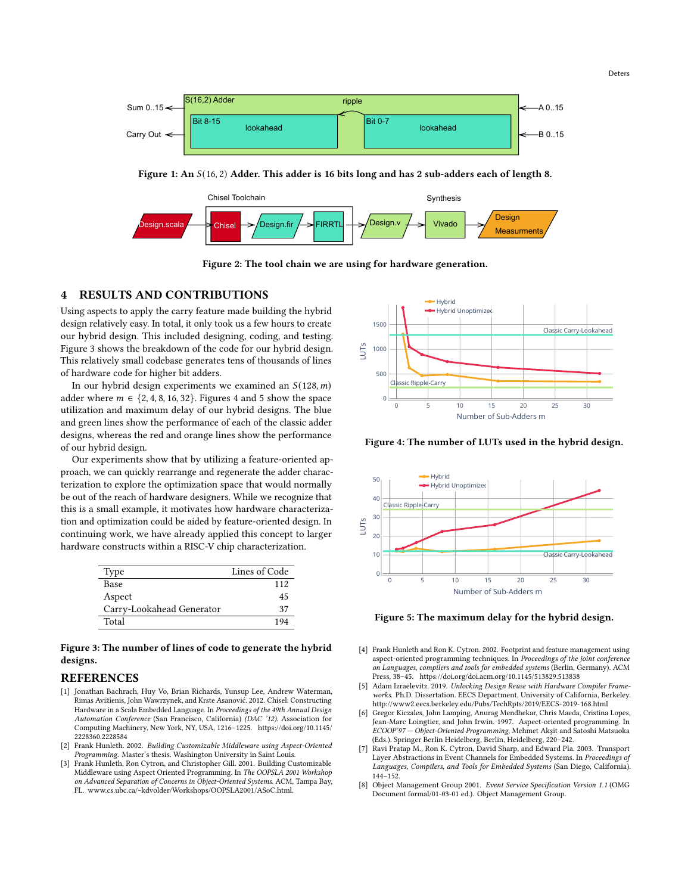S(16,2) Adder

ripple

Sum 0..15

Carry Out

Bit 8-15

lookahead

Bit 0-7

lookahead

A 0..15

B 0..15

**Figure 1: An $S(16,2)$ Adder. This adder is 16 bits long and has 2 sub-adders each of length 8.**

Chisel Toolchain

Synthesis

Design.scala

Chisel

Design.fir

FIRRTL

Design.v

Vivado

Design Measurments

**Figure 2: The tool chain we are using for hardware generation.**

## 4 RESULTS AND CONTRIBUTIONS

Using aspects to apply the carry feature made building the hybrid design relatively easy. In total, it only took us a few hours to create our hybrid design. This included designing, coding, and testing. Figure 3 shows the breakdown of the code for our hybrid design. This relatively small codebase generates tens of thousands of lines of hardware code for higher bit adders.

In our hybrid design experiments we examined an $S(128, m)$ adder where $m \in \{2, 4, 8, 16, 32\}$. Figures 4 and 5 show the space utilization and maximum delay of our hybrid designs. The blue and green lines show the performance of each of the classic adder designs, whereas the red and orange lines show the performance of our hybrid design.

Our experiments show that by utilizing a feature-oriented approach, we can quickly rearrange and regenerate the adder characterization to explore the optimization space that would normally be out of the reach of hardware designers. While we recognize that this is a small example, it motivates how hardware characterization and optimization could be aided by feature-oriented design. In continuing work, we have already applied this concept to larger hardware constructs within a RISC-V chip characterization.

| Type | Lines of Code |
|---|---|
| Base | 112 |
| Aspect | 45 |
| Carry-Lookahead Generator | 37 |
| Total | 194 |

**Figure 3: The number of lines of code to generate the hybrid designs.**

Hybrid

Hybrid Unoptimized

Classic Carry-Lookahead

Classic Ripple-Carry

LUTs

1500

1000

500

0

0 5 10 15 20 25 30

Number of Sub-Adders m

**Figure 4: The number of LUTs used in the hybrid design.**

Hybrid

Hybrid Unoptimized

Classic Ripple-Carry

Classic Carry-Lookahead

LUTs

50

40

30

20

10

0

0 5 10 15 20 25 30

Number of Sub-Adders m

**Figure 5: The maximum delay for the hybrid design.**

## REFERENCES

[1] Jonathan Bachrach, Huy Vo, Brian Richards, Yunsup Lee, Andrew Waterman, Rimas Avižienis, John Wawrzynek, and Krste Asanović. 2012. Chisel: Constructing Hardware in a Scala Embedded Language. In *Proceedings of the 49th Annual Design Automation Conference* (San Francisco, California) *(DAC '12)*. Association for Computing Machinery, New York, NY, USA, 1216–1225. https://doi.org/10.1145/2228360.2228584

[2] Frank Hunleth. 2002. *Building Customizable Middleware using Aspect-Oriented Programming*. Master's thesis. Washington University in Saint Louis.

[3] Frank Hunleth, Ron Cytron, and Christopher Gill. 2001. Building Customizable Middleware using Aspect Oriented Programming. In *The OOPSLA 2001 Workshop on Advanced Separation of Concerns in Object-Oriented Systems*. ACM, Tampa Bay, FL. www.cs.ubc.ca/~kdvolder/Workshops/OOPSLA2001/ASoC.html.

[4] Frank Hunleth and Ron K. Cytron. 2002. Footprint and feature management using aspect-oriented programming techniques. In *Proceedings of the joint conference on Languages, compilers and tools for embedded systems* (Berlin, Germany). ACM Press, 38–45. https://doi.org/doi.acm.org/10.1145/513829.513838

[5] Adam Izraelevitz. 2019. *Unlocking Design Reuse with Hardware Compiler Frameworks*. Ph.D. Dissertation. EECS Department, University of California, Berkeley. http://www2.eecs.berkeley.edu/Pubs/TechRpts/2019/EECS-2019-168.html

[6] Gregor Kiczales, John Lamping, Anurag Mendhekar, Chris Maeda, Cristina Lopes, Jean-Marc Loingtier, and John Irwin. 1997. Aspect-oriented programming. In *ECOOP'97 — Object-Oriented Programming*, Mehmet Akşit and Satoshi Matsuoka (Eds.). Springer Berlin Heidelberg, Berlin, Heidelberg, 220–242.

[7] Ravi Pratap M., Ron K. Cytron, David Sharp, and Edward Pla. 2003. Transport Layer Abstractions in Event Channels for Embedded Systems. In *Proceedings of Languages, Compilers, and Tools for Embedded Systems* (San Diego, California). 144–152.

[8] Object Management Group 2001. *Event Service Specification Version 1.1* (OMG Document formal/01-03-01 ed.). Object Management Group.